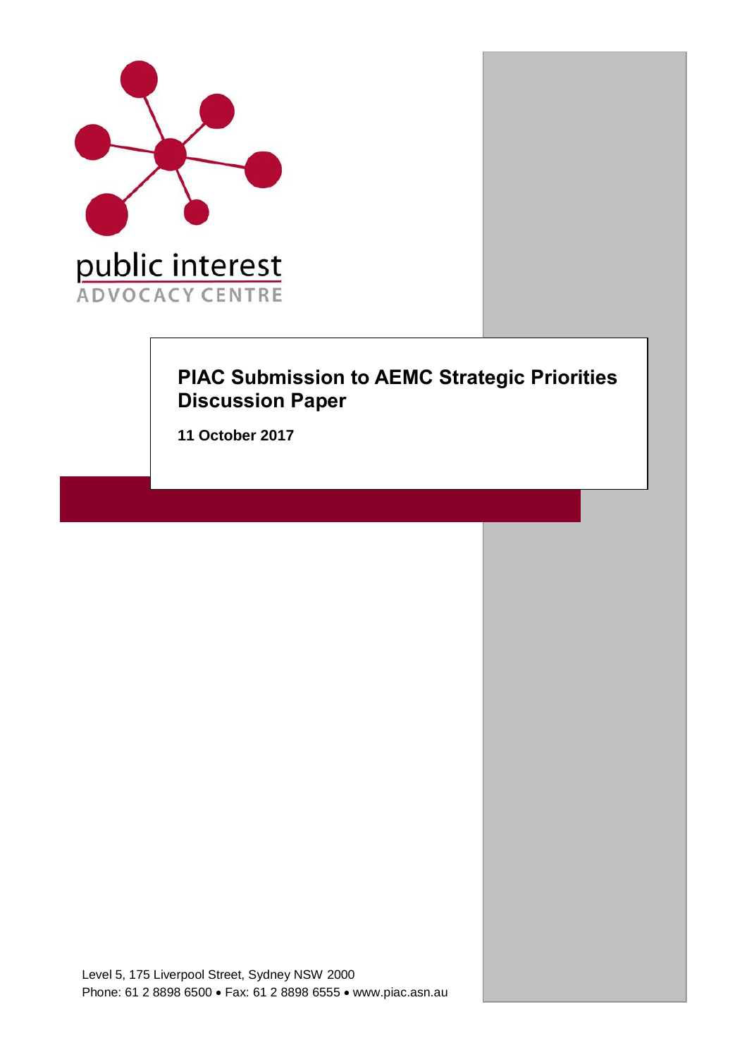public interest
ADVOCACY CENTRE

# PIAC Submission to AEMC Strategic Priorities Discussion Paper

**11 October 2017**

Level 5, 175 Liverpool Street, Sydney NSW 2000
Phone: 61 2 8898 6500 • Fax: 61 2 8898 6555 • www.piac.asn.au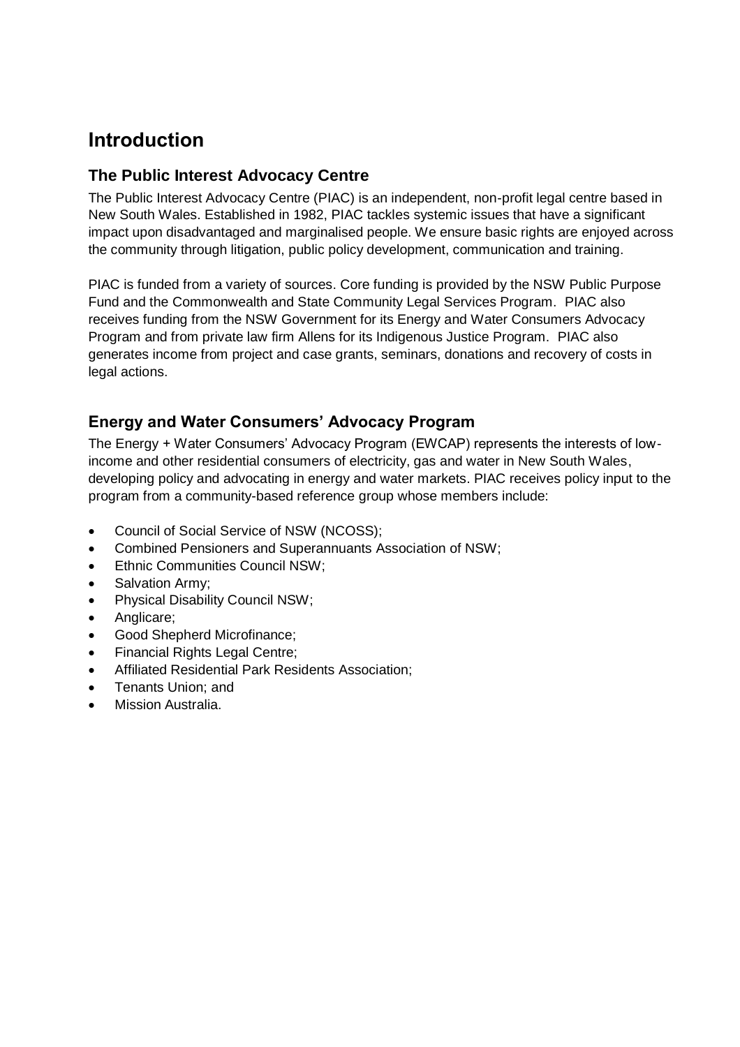# Introduction

## The Public Interest Advocacy Centre

The Public Interest Advocacy Centre (PIAC) is an independent, non-profit legal centre based in New South Wales. Established in 1982, PIAC tackles systemic issues that have a significant impact upon disadvantaged and marginalised people. We ensure basic rights are enjoyed across the community through litigation, public policy development, communication and training.

PIAC is funded from a variety of sources. Core funding is provided by the NSW Public Purpose Fund and the Commonwealth and State Community Legal Services Program. PIAC also receives funding from the NSW Government for its Energy and Water Consumers Advocacy Program and from private law firm Allens for its Indigenous Justice Program. PIAC also generates income from project and case grants, seminars, donations and recovery of costs in legal actions.

## Energy and Water Consumers' Advocacy Program

The Energy + Water Consumers' Advocacy Program (EWCAP) represents the interests of low-income and other residential consumers of electricity, gas and water in New South Wales, developing policy and advocating in energy and water markets. PIAC receives policy input to the program from a community-based reference group whose members include:

- Council of Social Service of NSW (NCOSS);
- Combined Pensioners and Superannuants Association of NSW;
- Ethnic Communities Council NSW;
- Salvation Army;
- Physical Disability Council NSW;
- Anglicare;
- Good Shepherd Microfinance;
- Financial Rights Legal Centre;
- Affiliated Residential Park Residents Association;
- Tenants Union; and
- Mission Australia.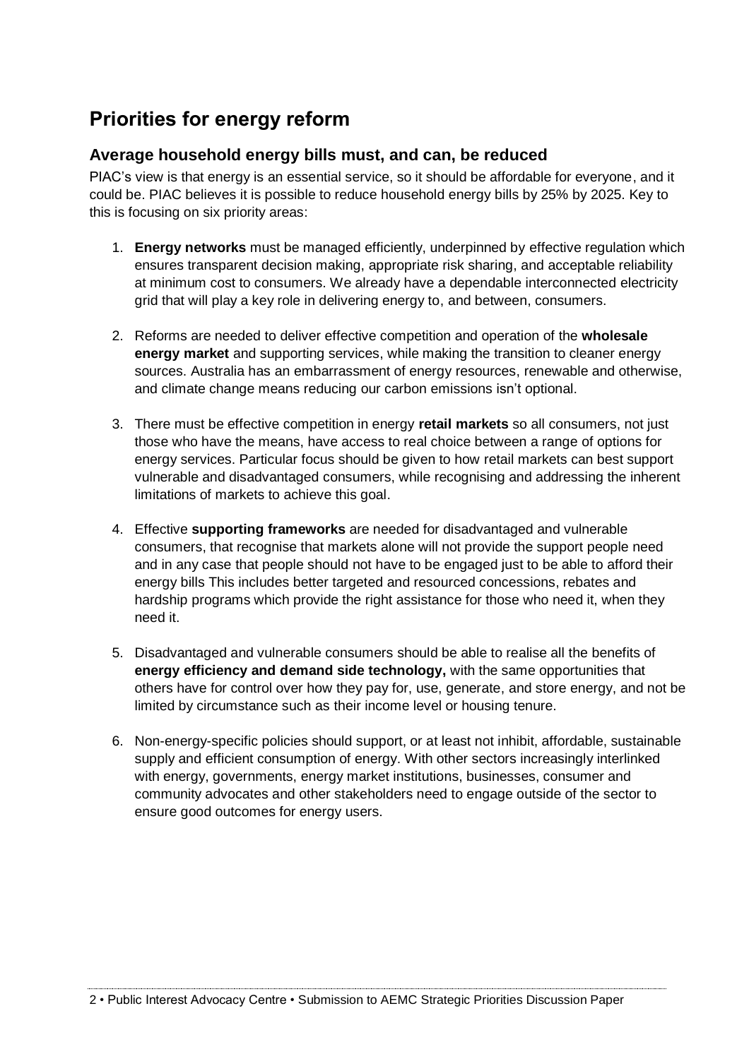# Priorities for energy reform

## Average household energy bills must, and can, be reduced

PIAC's view is that energy is an essential service, so it should be affordable for everyone, and it could be. PIAC believes it is possible to reduce household energy bills by 25% by 2025. Key to this is focusing on six priority areas:

1. **Energy networks** must be managed efficiently, underpinned by effective regulation which ensures transparent decision making, appropriate risk sharing, and acceptable reliability at minimum cost to consumers. We already have a dependable interconnected electricity grid that will play a key role in delivering energy to, and between, consumers.

2. Reforms are needed to deliver effective competition and operation of the **wholesale energy market** and supporting services, while making the transition to cleaner energy sources. Australia has an embarrassment of energy resources, renewable and otherwise, and climate change means reducing our carbon emissions isn't optional.

3. There must be effective competition in energy **retail markets** so all consumers, not just those who have the means, have access to real choice between a range of options for energy services. Particular focus should be given to how retail markets can best support vulnerable and disadvantaged consumers, while recognising and addressing the inherent limitations of markets to achieve this goal.

4. Effective **supporting frameworks** are needed for disadvantaged and vulnerable consumers, that recognise that markets alone will not provide the support people need and in any case that people should not have to be engaged just to be able to afford their energy bills This includes better targeted and resourced concessions, rebates and hardship programs which provide the right assistance for those who need it, when they need it.

5. Disadvantaged and vulnerable consumers should be able to realise all the benefits of **energy efficiency and demand side technology,** with the same opportunities that others have for control over how they pay for, use, generate, and store energy, and not be limited by circumstance such as their income level or housing tenure.

6. Non-energy-specific policies should support, or at least not inhibit, affordable, sustainable supply and efficient consumption of energy. With other sectors increasingly interlinked with energy, governments, energy market institutions, businesses, consumer and community advocates and other stakeholders need to engage outside of the sector to ensure good outcomes for energy users.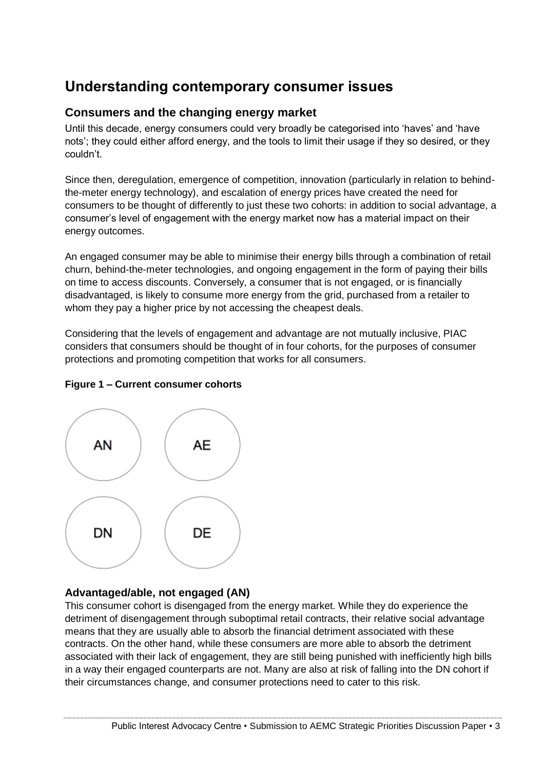# Understanding contemporary consumer issues

## Consumers and the changing energy market

Until this decade, energy consumers could very broadly be categorised into 'haves' and 'have nots'; they could either afford energy, and the tools to limit their usage if they so desired, or they couldn't.

Since then, deregulation, emergence of competition, innovation (particularly in relation to behind-the-meter energy technology), and escalation of energy prices have created the need for consumers to be thought of differently to just these two cohorts: in addition to social advantage, a consumer's level of engagement with the energy market now has a material impact on their energy outcomes.

An engaged consumer may be able to minimise their energy bills through a combination of retail churn, behind-the-meter technologies, and ongoing engagement in the form of paying their bills on time to access discounts. Conversely, a consumer that is not engaged, or is financially disadvantaged, is likely to consume more energy from the grid, purchased from a retailer to whom they pay a higher price by not accessing the cheapest deals.

Considering that the levels of engagement and advantage are not mutually inclusive, PIAC considers that consumers should be thought of in four cohorts, for the purposes of consumer protections and promoting competition that works for all consumers.

**Figure 1 – Current consumer cohorts**

| | |
|---|---|
| AN | AE |
| DN | DE |

### Advantaged/able, not engaged (AN)

This consumer cohort is disengaged from the energy market. While they do experience the detriment of disengagement through suboptimal retail contracts, their relative social advantage means that they are usually able to absorb the financial detriment associated with these contracts. On the other hand, while these consumers are more able to absorb the detriment associated with their lack of engagement, they are still being punished with inefficiently high bills in a way their engaged counterparts are not. Many are also at risk of falling into the DN cohort if their circumstances change, and consumer protections need to cater to this risk.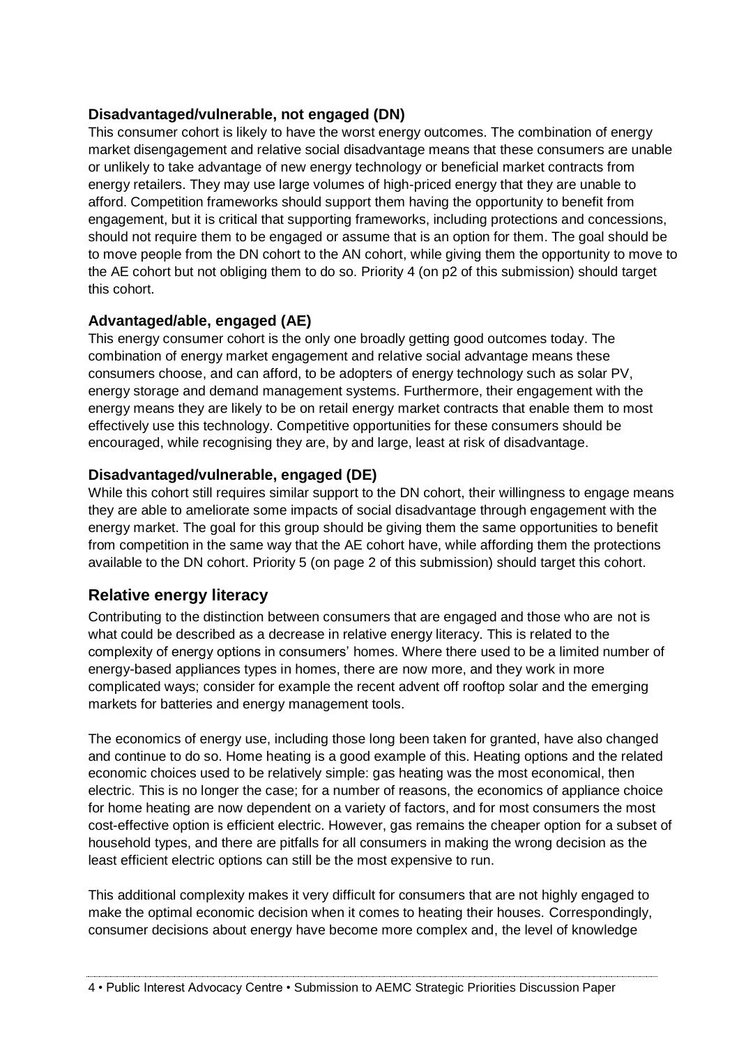### Disadvantaged/vulnerable, not engaged (DN)

This consumer cohort is likely to have the worst energy outcomes. The combination of energy market disengagement and relative social disadvantage means that these consumers are unable or unlikely to take advantage of new energy technology or beneficial market contracts from energy retailers. They may use large volumes of high-priced energy that they are unable to afford. Competition frameworks should support them having the opportunity to benefit from engagement, but it is critical that supporting frameworks, including protections and concessions, should not require them to be engaged or assume that is an option for them. The goal should be to move people from the DN cohort to the AN cohort, while giving them the opportunity to move to the AE cohort but not obliging them to do so. Priority 4 (on p2 of this submission) should target this cohort.

### Advantaged/able, engaged (AE)

This energy consumer cohort is the only one broadly getting good outcomes today. The combination of energy market engagement and relative social advantage means these consumers choose, and can afford, to be adopters of energy technology such as solar PV, energy storage and demand management systems. Furthermore, their engagement with the energy means they are likely to be on retail energy market contracts that enable them to most effectively use this technology. Competitive opportunities for these consumers should be encouraged, while recognising they are, by and large, least at risk of disadvantage.

### Disadvantaged/vulnerable, engaged (DE)

While this cohort still requires similar support to the DN cohort, their willingness to engage means they are able to ameliorate some impacts of social disadvantage through engagement with the energy market. The goal for this group should be giving them the same opportunities to benefit from competition in the same way that the AE cohort have, while affording them the protections available to the DN cohort. Priority 5 (on page 2 of this submission) should target this cohort.

## Relative energy literacy

Contributing to the distinction between consumers that are engaged and those who are not is what could be described as a decrease in relative energy literacy. This is related to the complexity of energy options in consumers' homes. Where there used to be a limited number of energy-based appliances types in homes, there are now more, and they work in more complicated ways; consider for example the recent advent off rooftop solar and the emerging markets for batteries and energy management tools.

The economics of energy use, including those long been taken for granted, have also changed and continue to do so. Home heating is a good example of this. Heating options and the related economic choices used to be relatively simple: gas heating was the most economical, then electric. This is no longer the case; for a number of reasons, the economics of appliance choice for home heating are now dependent on a variety of factors, and for most consumers the most cost-effective option is efficient electric. However, gas remains the cheaper option for a subset of household types, and there are pitfalls for all consumers in making the wrong decision as the least efficient electric options can still be the most expensive to run.

This additional complexity makes it very difficult for consumers that are not highly engaged to make the optimal economic decision when it comes to heating their houses. Correspondingly, consumer decisions about energy have become more complex and, the level of knowledge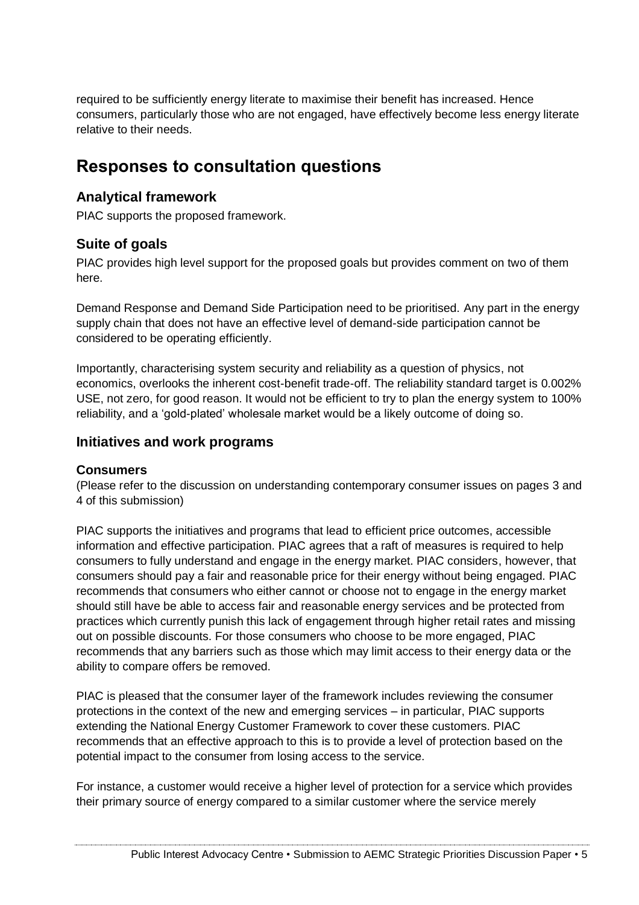required to be sufficiently energy literate to maximise their benefit has increased. Hence consumers, particularly those who are not engaged, have effectively become less energy literate relative to their needs.

# Responses to consultation questions

## Analytical framework

PIAC supports the proposed framework.

## Suite of goals

PIAC provides high level support for the proposed goals but provides comment on two of them here.

Demand Response and Demand Side Participation need to be prioritised. Any part in the energy supply chain that does not have an effective level of demand-side participation cannot be considered to be operating efficiently.

Importantly, characterising system security and reliability as a question of physics, not economics, overlooks the inherent cost-benefit trade-off. The reliability standard target is 0.002% USE, not zero, for good reason. It would not be efficient to try to plan the energy system to 100% reliability, and a 'gold-plated' wholesale market would be a likely outcome of doing so.

## Initiatives and work programs

### Consumers

(Please refer to the discussion on understanding contemporary consumer issues on pages 3 and 4 of this submission)

PIAC supports the initiatives and programs that lead to efficient price outcomes, accessible information and effective participation. PIAC agrees that a raft of measures is required to help consumers to fully understand and engage in the energy market. PIAC considers, however, that consumers should pay a fair and reasonable price for their energy without being engaged. PIAC recommends that consumers who either cannot or choose not to engage in the energy market should still have be able to access fair and reasonable energy services and be protected from practices which currently punish this lack of engagement through higher retail rates and missing out on possible discounts. For those consumers who choose to be more engaged, PIAC recommends that any barriers such as those which may limit access to their energy data or the ability to compare offers be removed.

PIAC is pleased that the consumer layer of the framework includes reviewing the consumer protections in the context of the new and emerging services – in particular, PIAC supports extending the National Energy Customer Framework to cover these customers. PIAC recommends that an effective approach to this is to provide a level of protection based on the potential impact to the consumer from losing access to the service.

For instance, a customer would receive a higher level of protection for a service which provides their primary source of energy compared to a similar customer where the service merely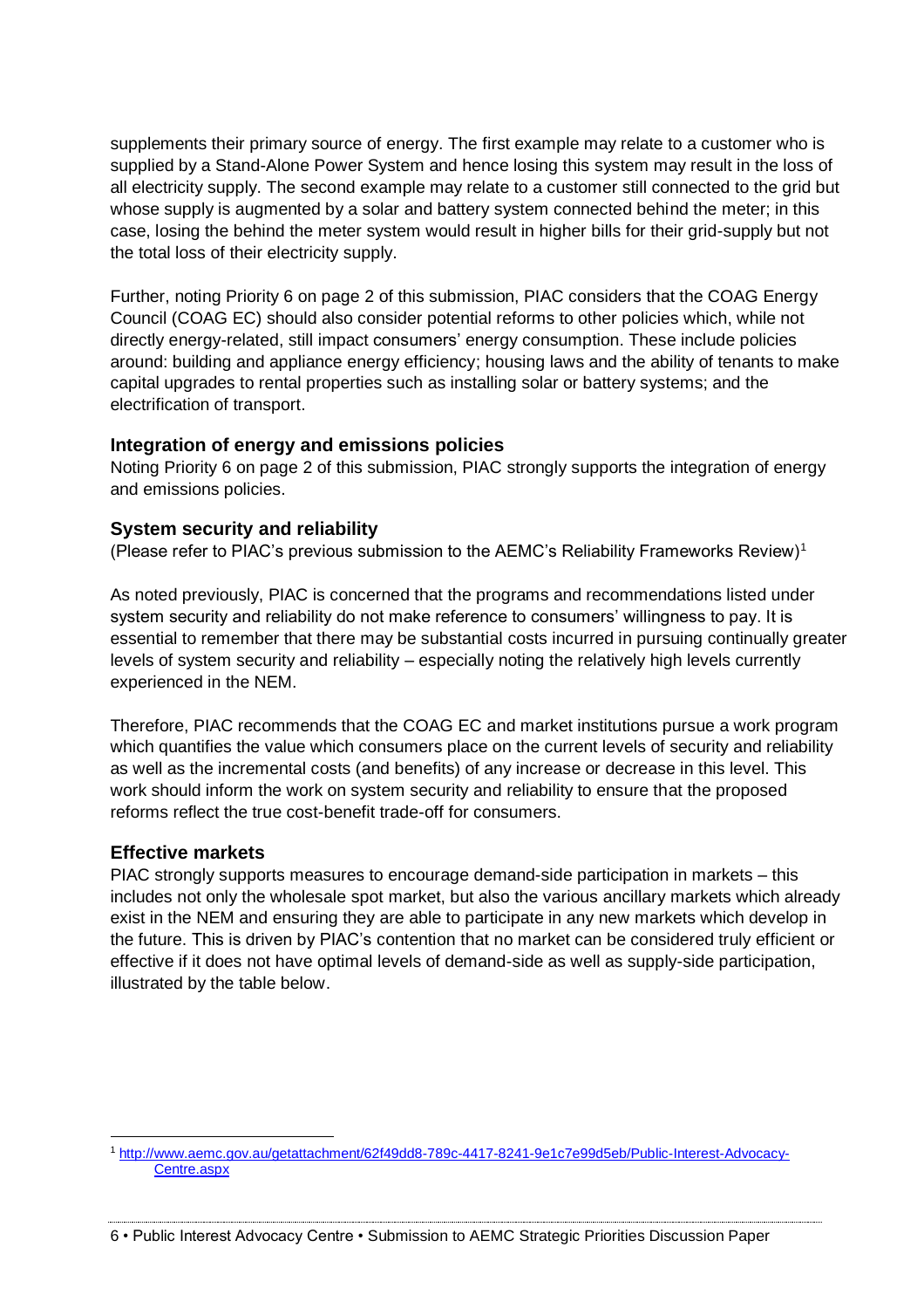supplements their primary source of energy. The first example may relate to a customer who is supplied by a Stand-Alone Power System and hence losing this system may result in the loss of all electricity supply. The second example may relate to a customer still connected to the grid but whose supply is augmented by a solar and battery system connected behind the meter; in this case, losing the behind the meter system would result in higher bills for their grid-supply but not the total loss of their electricity supply.

Further, noting Priority 6 on page 2 of this submission, PIAC considers that the COAG Energy Council (COAG EC) should also consider potential reforms to other policies which, while not directly energy-related, still impact consumers' energy consumption. These include policies around: building and appliance energy efficiency; housing laws and the ability of tenants to make capital upgrades to rental properties such as installing solar or battery systems; and the electrification of transport.

### Integration of energy and emissions policies

Noting Priority 6 on page 2 of this submission, PIAC strongly supports the integration of energy and emissions policies.

### System security and reliability

(Please refer to PIAC's previous submission to the AEMC's Reliability Frameworks Review)[1]

As noted previously, PIAC is concerned that the programs and recommendations listed under system security and reliability do not make reference to consumers' willingness to pay. It is essential to remember that there may be substantial costs incurred in pursuing continually greater levels of system security and reliability – especially noting the relatively high levels currently experienced in the NEM.

Therefore, PIAC recommends that the COAG EC and market institutions pursue a work program which quantifies the value which consumers place on the current levels of security and reliability as well as the incremental costs (and benefits) of any increase or decrease in this level. This work should inform the work on system security and reliability to ensure that the proposed reforms reflect the true cost-benefit trade-off for consumers.

### Effective markets

PIAC strongly supports measures to encourage demand-side participation in markets – this includes not only the wholesale spot market, but also the various ancillary markets which already exist in the NEM and ensuring they are able to participate in any new markets which develop in the future. This is driven by PIAC's contention that no market can be considered truly efficient or effective if it does not have optimal levels of demand-side as well as supply-side participation, illustrated by the table below.

---

[1] http://www.aemc.gov.au/getattachment/62f49dd8-789c-4417-8241-9e1c7e99d5eb/Public-Interest-Advocacy-Centre.aspx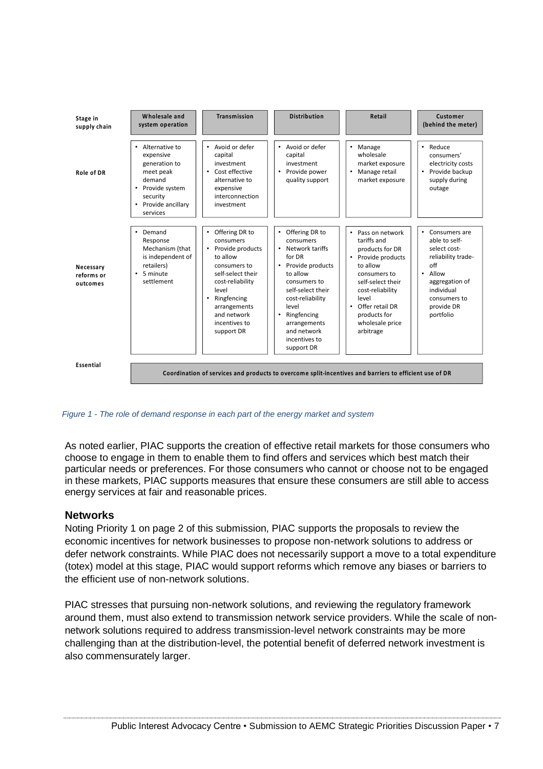| Stage in supply chain | Wholesale and system operation | Transmission | Distribution | Retail | Customer (behind the meter) |
|---|---|---|---|---|---|
| Role of DR | • Alternative to expensive generation to meet peak demand<br>• Provide system security<br>• Provide ancillary services | • Avoid or defer capital investment<br>• Cost effective alternative to expensive interconnection investment | • Avoid or defer capital investment<br>• Provide power quality support | • Manage wholesale market exposure<br>• Manage retail market exposure | • Reduce consumers' electricity costs<br>• Provide backup supply during outage |
| Necessary reforms or outcomes | • Demand Response Mechanism (that is independent of retailers)<br>• 5 minute settlement | • Offering DR to consumers<br>• Provide products to allow consumers to self-select their cost-reliability level<br>• Ringfencing arrangements and network incentives to support DR | • Offering DR to consumers<br>• Network tariffs for DR<br>• Provide products to allow consumers to self-select their cost-reliability level<br>• Ringfencing arrangements and network incentives to support DR | • Pass on network tariffs and products for DR<br>• Provide products to allow consumers to self-select their cost-reliability level<br>• Offer retail DR products for wholesale price arbitrage | • Consumers are able to self-select cost-reliability trade-off<br>• Allow aggregation of individual consumers to provide DR portfolio |
| Essential | Coordination of services and products to overcome split-incentives and barriers to efficient use of DR | | | | |

*Figure 1 - The role of demand response in each part of the energy market and system*

As noted earlier, PIAC supports the creation of effective retail markets for those consumers who choose to engage in them to enable them to find offers and services which best match their particular needs or preferences. For those consumers who cannot or choose not to be engaged in these markets, PIAC supports measures that ensure these consumers are still able to access energy services at fair and reasonable prices.

## Networks

Noting Priority 1 on page 2 of this submission, PIAC supports the proposals to review the economic incentives for network businesses to propose non-network solutions to address or defer network constraints. While PIAC does not necessarily support a move to a total expenditure (totex) model at this stage, PIAC would support reforms which remove any biases or barriers to the efficient use of non-network solutions.

PIAC stresses that pursuing non-network solutions, and reviewing the regulatory framework around them, must also extend to transmission network service providers. While the scale of non-network solutions required to address transmission-level network constraints may be more challenging than at the distribution-level, the potential benefit of deferred network investment is also commensurately larger.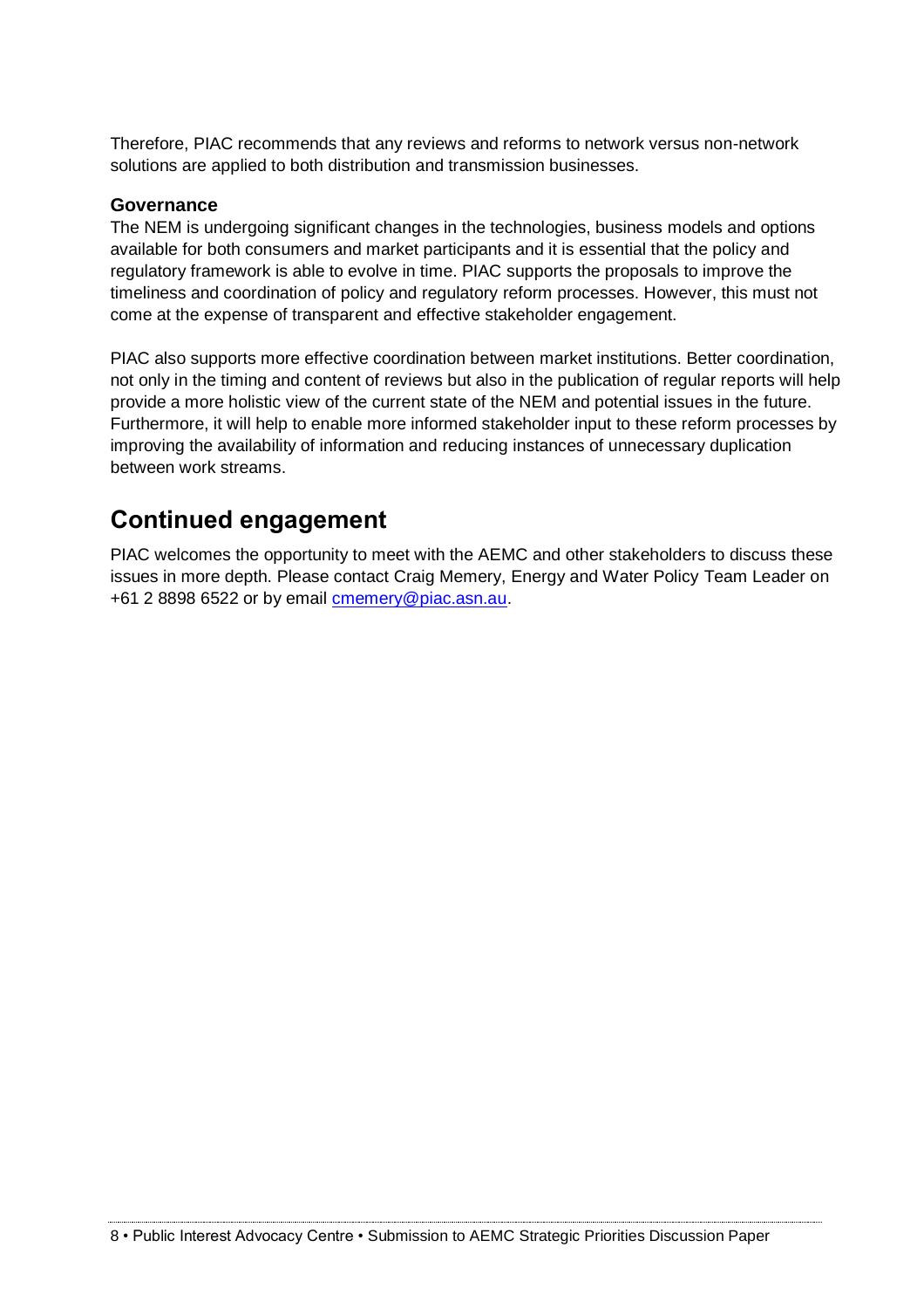Therefore, PIAC recommends that any reviews and reforms to network versus non-network solutions are applied to both distribution and transmission businesses.

### Governance

The NEM is undergoing significant changes in the technologies, business models and options available for both consumers and market participants and it is essential that the policy and regulatory framework is able to evolve in time. PIAC supports the proposals to improve the timeliness and coordination of policy and regulatory reform processes. However, this must not come at the expense of transparent and effective stakeholder engagement.

PIAC also supports more effective coordination between market institutions. Better coordination, not only in the timing and content of reviews but also in the publication of regular reports will help provide a more holistic view of the current state of the NEM and potential issues in the future. Furthermore, it will help to enable more informed stakeholder input to these reform processes by improving the availability of information and reducing instances of unnecessary duplication between work streams.

## Continued engagement

PIAC welcomes the opportunity to meet with the AEMC and other stakeholders to discuss these issues in more depth. Please contact Craig Memery, Energy and Water Policy Team Leader on +61 2 8898 6522 or by email cmemery@piac.asn.au.